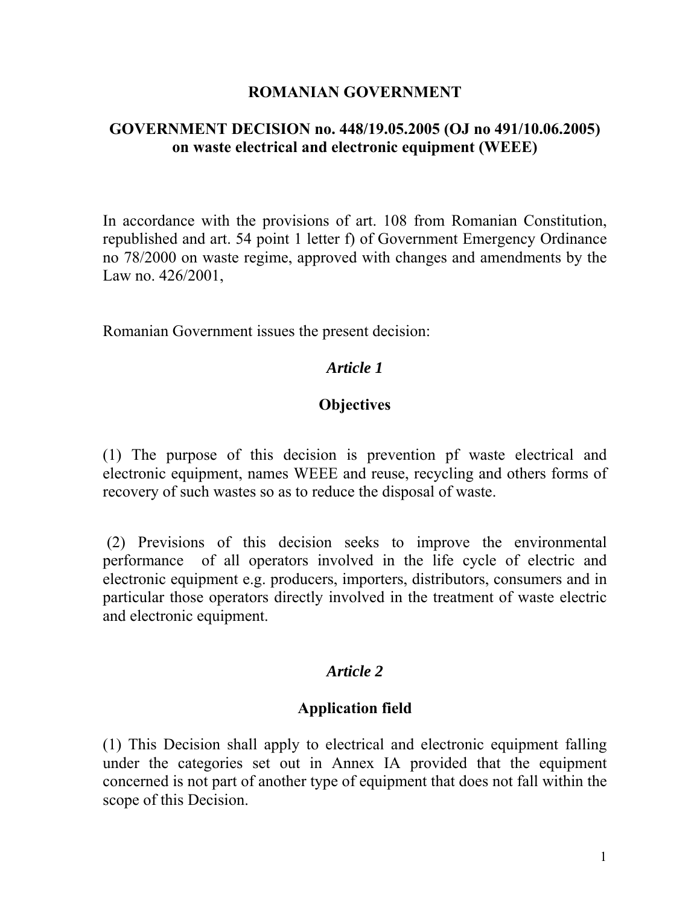# ROMANIAN GOVERNMENT

## GOVERNMENT DECISION no. 448/19.05.2005 (OJ no 491/10.06.2005) on waste electrical and electronic equipment (WEEE)

In accordance with the provisions of art. 108 from Romanian Constitution, republished and art. 54 point 1 letter f) of Government Emergency Ordinance no 78/2000 on waste regime, approved with changes and amendments by the Law no. 426/2001,

Romanian Government issues the present decision:

### *Article 1*

### Objectives

(1) The purpose of this decision is prevention pf waste electrical and electronic equipment, names WEEE and reuse, recycling and others forms of recovery of such wastes so as to reduce the disposal of waste.

(2) Previsions of this decision seeks to improve the environmental performance of all operators involved in the life cycle of electric and electronic equipment e.g. producers, importers, distributors, consumers and in particular those operators directly involved in the treatment of waste electric and electronic equipment.

### *Article 2*

### Application field

(1) This Decision shall apply to electrical and electronic equipment falling under the categories set out in Annex IA provided that the equipment concerned is not part of another type of equipment that does not fall within the scope of this Decision.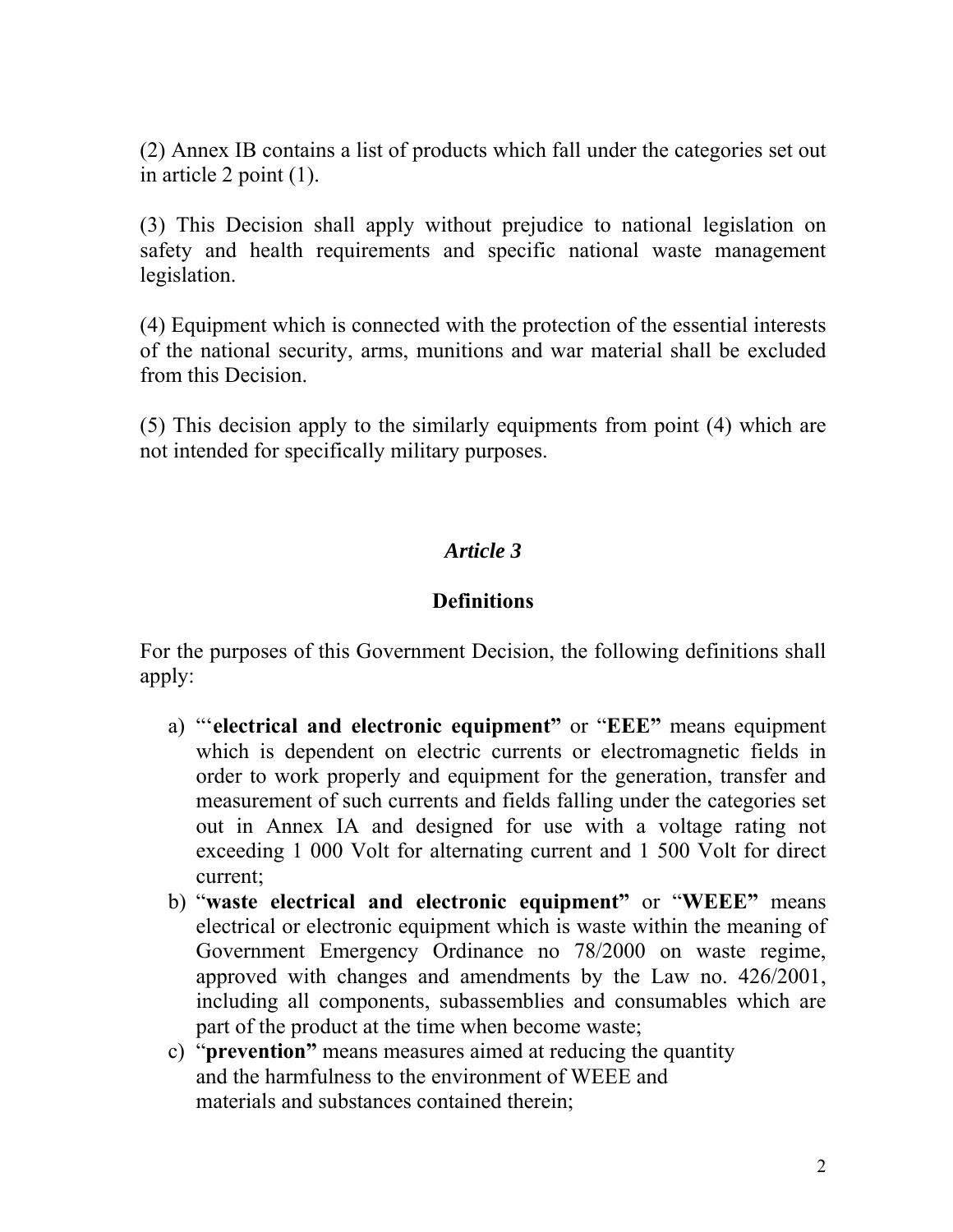(2) Annex IB contains a list of products which fall under the categories set out in article 2 point (1).

(3) This Decision shall apply without prejudice to national legislation on safety and health requirements and specific national waste management legislation.

(4) Equipment which is connected with the protection of the essential interests of the national security, arms, munitions and war material shall be excluded from this Decision.

(5) This decision apply to the similarly equipments from point (4) which are not intended for specifically military purposes.

## *Article 3*

### Definitions

For the purposes of this Government Decision, the following definitions shall apply:

a) "'**electrical and electronic equipment"** or "**EEE"** means equipment which is dependent on electric currents or electromagnetic fields in order to work properly and equipment for the generation, transfer and measurement of such currents and fields falling under the categories set out in Annex IA and designed for use with a voltage rating not exceeding 1 000 Volt for alternating current and 1 500 Volt for direct current;
b) "**waste electrical and electronic equipment"** or "**WEEE"** means electrical or electronic equipment which is waste within the meaning of Government Emergency Ordinance no 78/2000 on waste regime, approved with changes and amendments by the Law no. 426/2001, including all components, subassemblies and consumables which are part of the product at the time when become waste;
c) "**prevention"** means measures aimed at reducing the quantity and the harmfulness to the environment of WEEE and materials and substances contained therein;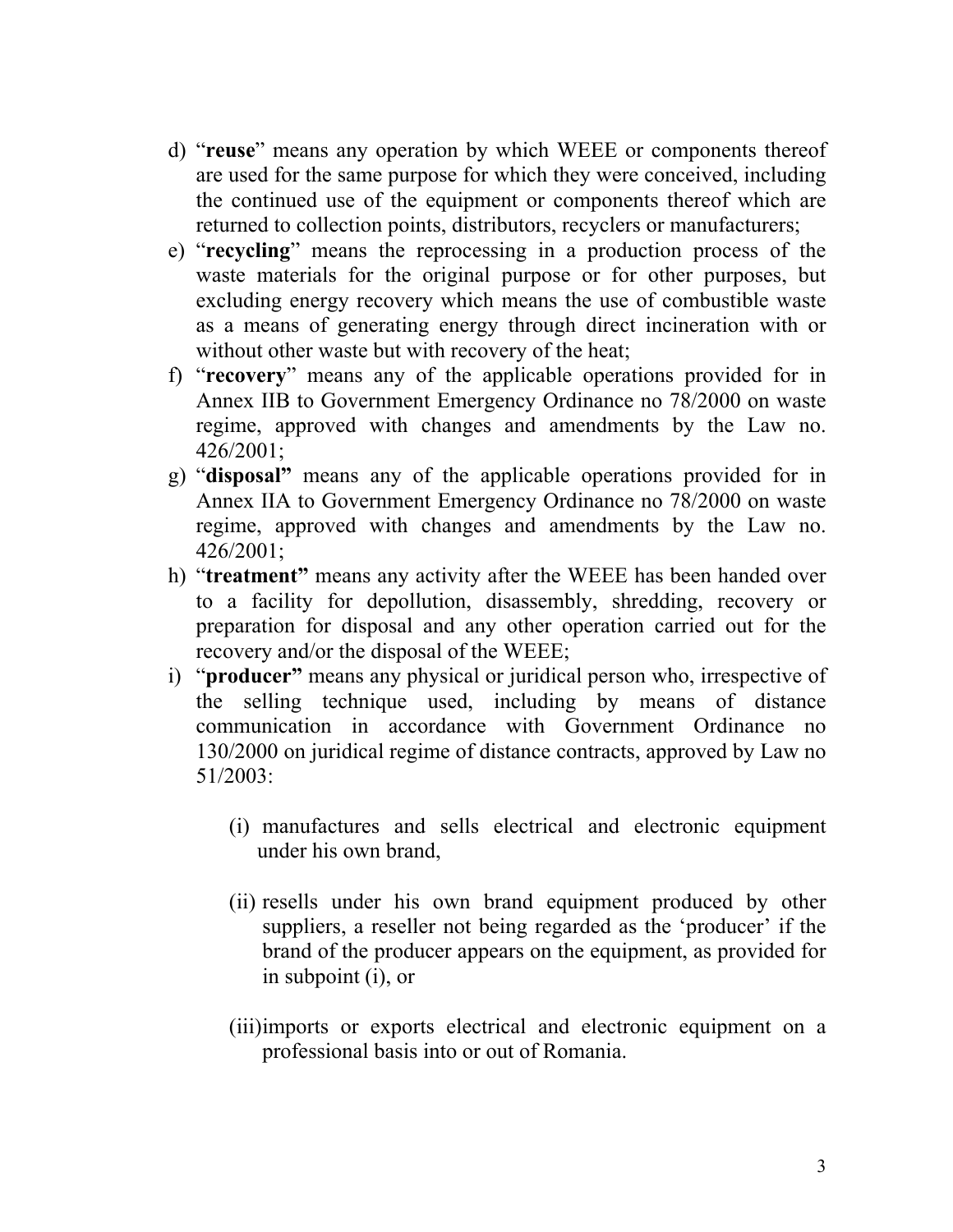d) “**reuse**” means any operation by which WEEE or components thereof are used for the same purpose for which they were conceived, including the continued use of the equipment or components thereof which are returned to collection points, distributors, recyclers or manufacturers;
e) “**recycling**” means the reprocessing in a production process of the waste materials for the original purpose or for other purposes, but excluding energy recovery which means the use of combustible waste as a means of generating energy through direct incineration with or without other waste but with recovery of the heat;
f) “**recovery**” means any of the applicable operations provided for in Annex IIB to Government Emergency Ordinance no 78/2000 on waste regime, approved with changes and amendments by the Law no. 426/2001;
g) “**disposal”** means any of the applicable operations provided for in Annex IIA to Government Emergency Ordinance no 78/2000 on waste regime, approved with changes and amendments by the Law no. 426/2001;
h) “**treatment”** means any activity after the WEEE has been handed over to a facility for depollution, disassembly, shredding, recovery or preparation for disposal and any other operation carried out for the recovery and/or the disposal of the WEEE;
i) “**producer”** means any physical or juridical person who, irrespective of the selling technique used, including by means of distance communication in accordance with Government Ordinance no 130/2000 on juridical regime of distance contracts, approved by Law no 51/2003:

   (i) manufactures and sells electrical and electronic equipment under his own brand,

   (ii) resells under his own brand equipment produced by other suppliers, a reseller not being regarded as the ‘producer’ if the brand of the producer appears on the equipment, as provided for in subpoint (i), or

   (iii) imports or exports electrical and electronic equipment on a professional basis into or out of Romania.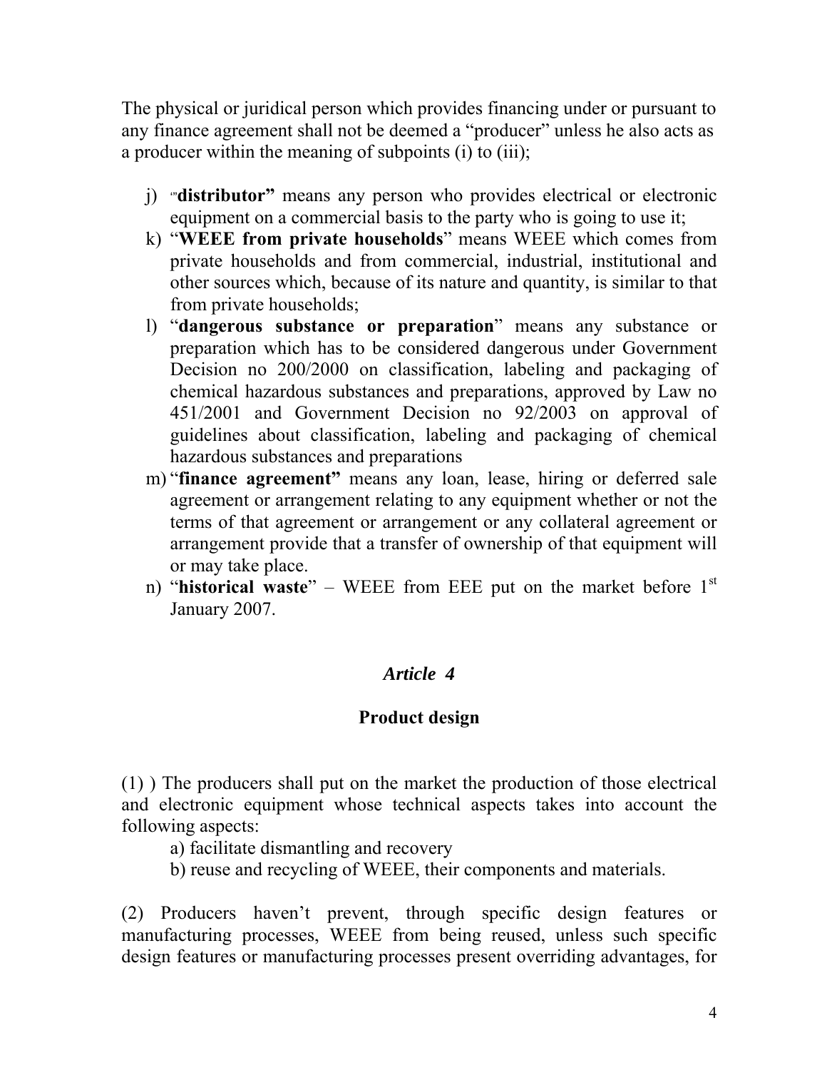The physical or juridical person which provides financing under or pursuant to any finance agreement shall not be deemed a "producer" unless he also acts as a producer within the meaning of subpoints (i) to (iii);

j) "**distributor"** means any person who provides electrical or electronic equipment on a commercial basis to the party who is going to use it;
k) "**WEEE from private households**" means WEEE which comes from private households and from commercial, industrial, institutional and other sources which, because of its nature and quantity, is similar to that from private households;
l) "**dangerous substance or preparation**" means any substance or preparation which has to be considered dangerous under Government Decision no 200/2000 on classification, labeling and packaging of chemical hazardous substances and preparations, approved by Law no 451/2001 and Government Decision no 92/2003 on approval of guidelines about classification, labeling and packaging of chemical hazardous substances and preparations
m) "**finance agreement"** means any loan, lease, hiring or deferred sale agreement or arrangement relating to any equipment whether or not the terms of that agreement or arrangement or any collateral agreement or arrangement provide that a transfer of ownership of that equipment will or may take place.
n) "**historical waste**" – WEEE from EEE put on the market before 1st January 2007.

### *Article 4*

### Product design

(1) ) The producers shall put on the market the production of those electrical and electronic equipment whose technical aspects takes into account the following aspects:

a) facilitate dismantling and recovery
b) reuse and recycling of WEEE, their components and materials.

(2) Producers haven't prevent, through specific design features or manufacturing processes, WEEE from being reused, unless such specific design features or manufacturing processes present overriding advantages, for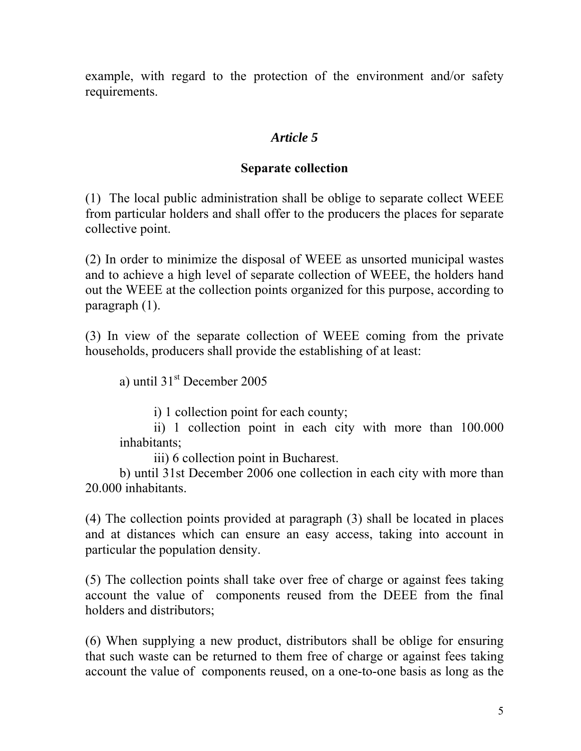example, with regard to the protection of the environment and/or safety requirements.

## *Article 5*

### Separate collection

(1) The local public administration shall be oblige to separate collect WEEE from particular holders and shall offer to the producers the places for separate collective point.

(2) In order to minimize the disposal of WEEE as unsorted municipal wastes and to achieve a high level of separate collection of WEEE, the holders hand out the WEEE at the collection points organized for this purpose, according to paragraph (1).

(3) In view of the separate collection of WEEE coming from the private households, producers shall provide the establishing of at least:

a) until 31st December 2005

i) 1 collection point for each county;

ii) 1 collection point in each city with more than 100.000 inhabitants;

iii) 6 collection point in Bucharest.

b) until 31st December 2006 one collection in each city with more than 20.000 inhabitants.

(4) The collection points provided at paragraph (3) shall be located in places and at distances which can ensure an easy access, taking into account in particular the population density.

(5) The collection points shall take over free of charge or against fees taking account the value of components reused from the DEEE from the final holders and distributors;

(6) When supplying a new product, distributors shall be oblige for ensuring that such waste can be returned to them free of charge or against fees taking account the value of components reused, on a one-to-one basis as long as the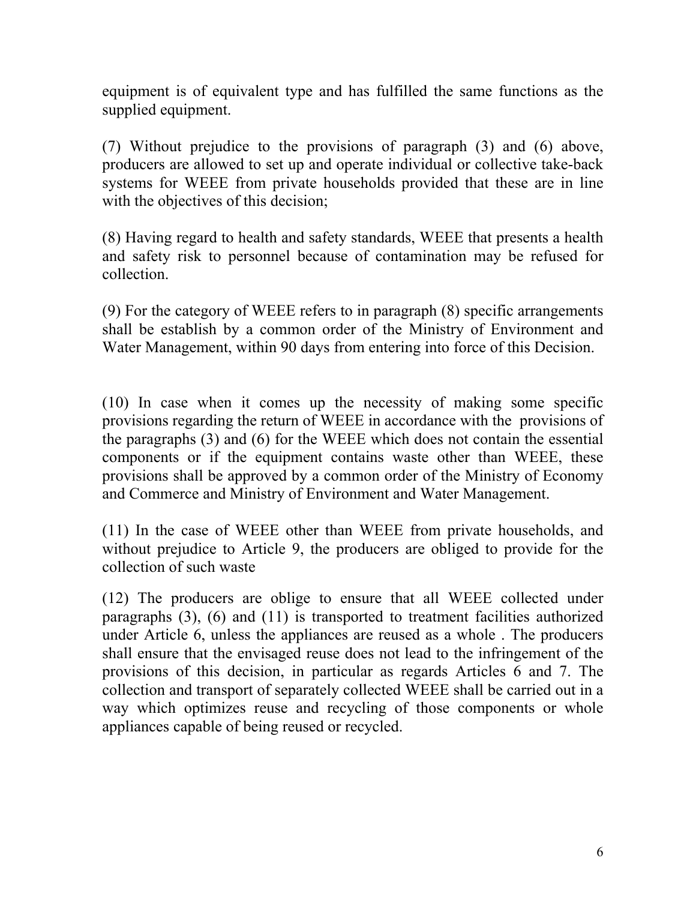equipment is of equivalent type and has fulfilled the same functions as the supplied equipment.

(7) Without prejudice to the provisions of paragraph (3) and (6) above, producers are allowed to set up and operate individual or collective take-back systems for WEEE from private households provided that these are in line with the objectives of this decision;

(8) Having regard to health and safety standards, WEEE that presents a health and safety risk to personnel because of contamination may be refused for collection.

(9) For the category of WEEE refers to in paragraph (8) specific arrangements shall be establish by a common order of the Ministry of Environment and Water Management, within 90 days from entering into force of this Decision.

(10) In case when it comes up the necessity of making some specific provisions regarding the return of WEEE in accordance with the provisions of the paragraphs (3) and (6) for the WEEE which does not contain the essential components or if the equipment contains waste other than WEEE, these provisions shall be approved by a common order of the Ministry of Economy and Commerce and Ministry of Environment and Water Management.

(11) In the case of WEEE other than WEEE from private households, and without prejudice to Article 9, the producers are obliged to provide for the collection of such waste

(12) The producers are oblige to ensure that all WEEE collected under paragraphs (3), (6) and (11) is transported to treatment facilities authorized under Article 6, unless the appliances are reused as a whole . The producers shall ensure that the envisaged reuse does not lead to the infringement of the provisions of this decision, in particular as regards Articles 6 and 7. The collection and transport of separately collected WEEE shall be carried out in a way which optimizes reuse and recycling of those components or whole appliances capable of being reused or recycled.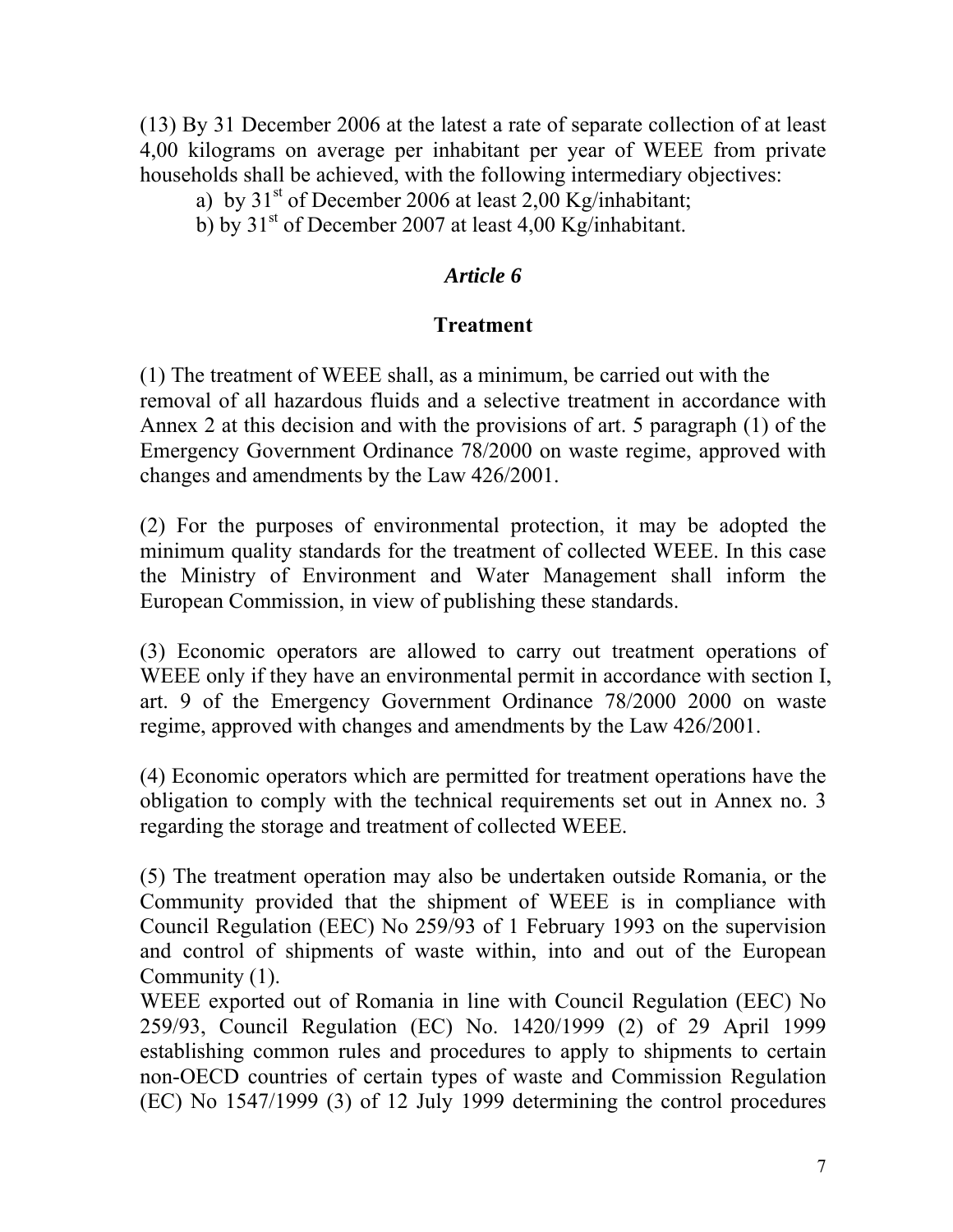(13) By 31 December 2006 at the latest a rate of separate collection of at least 4,00 kilograms on average per inhabitant per year of WEEE from private households shall be achieved, with the following intermediary objectives:

a) by 31st of December 2006 at least 2,00 Kg/inhabitant;

b) by 31st of December 2007 at least 4,00 Kg/inhabitant.

### *Article 6*

### **Treatment**

(1) The treatment of WEEE shall, as a minimum, be carried out with the removal of all hazardous fluids and a selective treatment in accordance with Annex 2 at this decision and with the provisions of art. 5 paragraph (1) of the Emergency Government Ordinance 78/2000 on waste regime, approved with changes and amendments by the Law 426/2001.

(2) For the purposes of environmental protection, it may be adopted the minimum quality standards for the treatment of collected WEEE. In this case the Ministry of Environment and Water Management shall inform the European Commission, in view of publishing these standards.

(3) Economic operators are allowed to carry out treatment operations of WEEE only if they have an environmental permit in accordance with section I, art. 9 of the Emergency Government Ordinance 78/2000 2000 on waste regime, approved with changes and amendments by the Law 426/2001.

(4) Economic operators which are permitted for treatment operations have the obligation to comply with the technical requirements set out in Annex no. 3 regarding the storage and treatment of collected WEEE.

(5) The treatment operation may also be undertaken outside Romania, or the Community provided that the shipment of WEEE is in compliance with Council Regulation (EEC) No 259/93 of 1 February 1993 on the supervision and control of shipments of waste within, into and out of the European Community (1).
WEEE exported out of Romania in line with Council Regulation (EEC) No 259/93, Council Regulation (EC) No. 1420/1999 (2) of 29 April 1999 establishing common rules and procedures to apply to shipments to certain non-OECD countries of certain types of waste and Commission Regulation (EC) No 1547/1999 (3) of 12 July 1999 determining the control procedures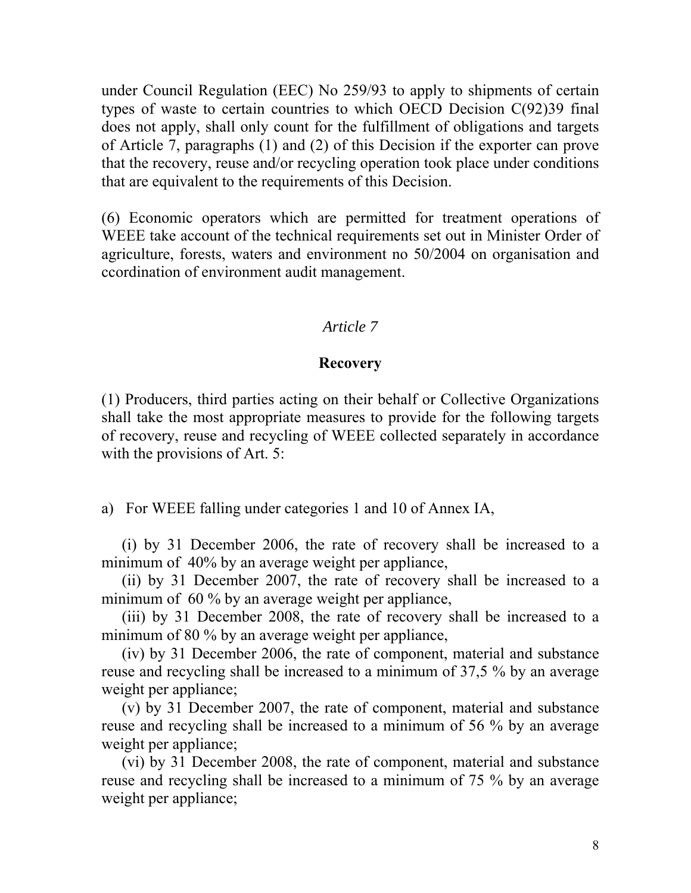under Council Regulation (EEC) No 259/93 to apply to shipments of certain types of waste to certain countries to which OECD Decision C(92)39 final does not apply, shall only count for the fulfillment of obligations and targets of Article 7, paragraphs (1) and (2) of this Decision if the exporter can prove that the recovery, reuse and/or recycling operation took place under conditions that are equivalent to the requirements of this Decision.

(6) Economic operators which are permitted for treatment operations of WEEE take account of the technical requirements set out in Minister Order of agriculture, forests, waters and environment no 50/2004 on organisation and ccordination of environment audit management.

*Article 7*

**Recovery**

(1) Producers, third parties acting on their behalf or Collective Organizations shall take the most appropriate measures to provide for the following targets of recovery, reuse and recycling of WEEE collected separately in accordance with the provisions of Art. 5:

a) For WEEE falling under categories 1 and 10 of Annex IA,

(i) by 31 December 2006, the rate of recovery shall be increased to a minimum of 40% by an average weight per appliance,

(ii) by 31 December 2007, the rate of recovery shall be increased to a minimum of 60 % by an average weight per appliance,

(iii) by 31 December 2008, the rate of recovery shall be increased to a minimum of 80 % by an average weight per appliance,

(iv) by 31 December 2006, the rate of component, material and substance reuse and recycling shall be increased to a minimum of 37,5 % by an average weight per appliance;

(v) by 31 December 2007, the rate of component, material and substance reuse and recycling shall be increased to a minimum of 56 % by an average weight per appliance;

(vi) by 31 December 2008, the rate of component, material and substance reuse and recycling shall be increased to a minimum of 75 % by an average weight per appliance;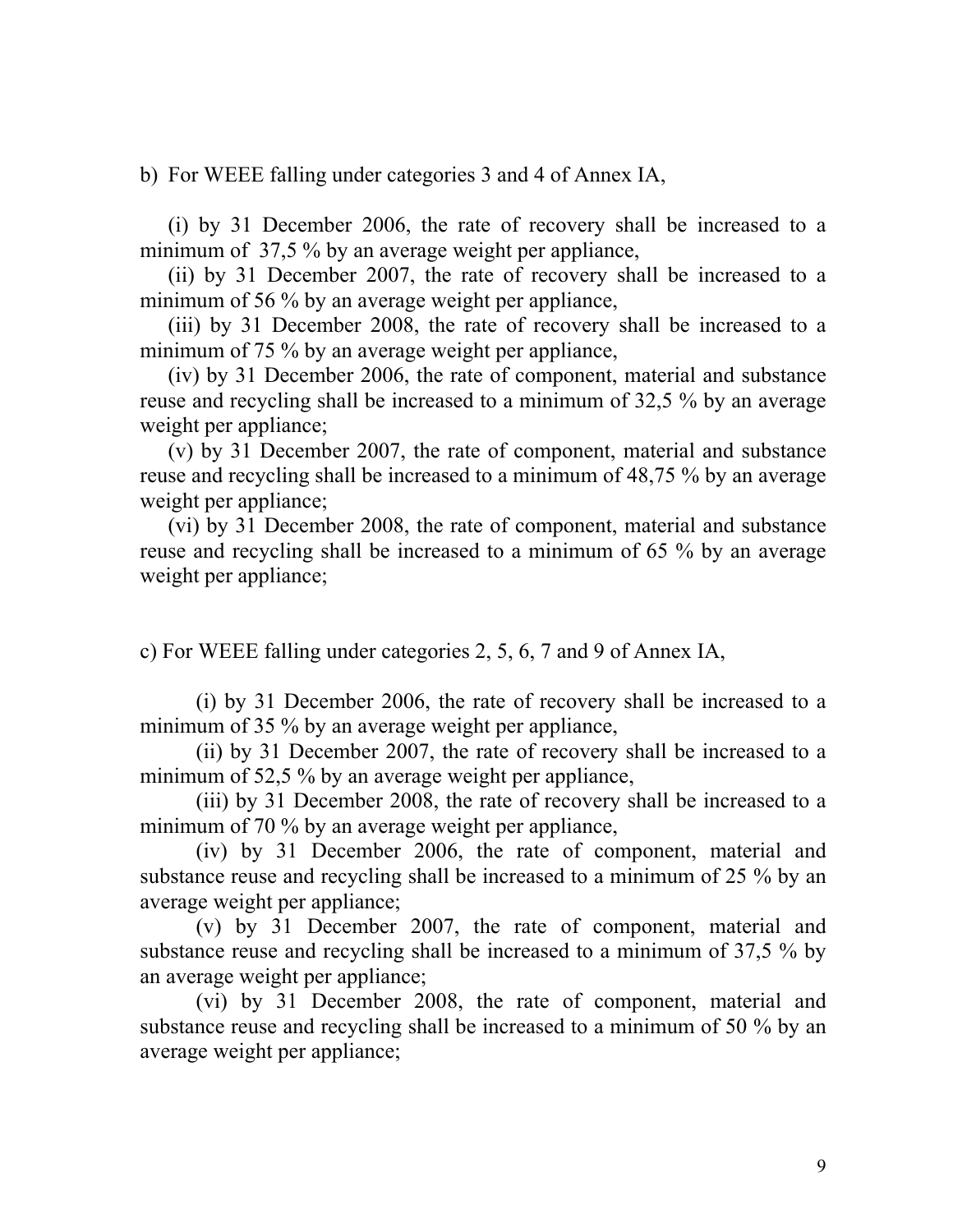b) For WEEE falling under categories 3 and 4 of Annex IA,

(i) by 31 December 2006, the rate of recovery shall be increased to a minimum of 37,5 % by an average weight per appliance,

(ii) by 31 December 2007, the rate of recovery shall be increased to a minimum of 56 % by an average weight per appliance,

(iii) by 31 December 2008, the rate of recovery shall be increased to a minimum of 75 % by an average weight per appliance,

(iv) by 31 December 2006, the rate of component, material and substance reuse and recycling shall be increased to a minimum of 32,5 % by an average weight per appliance;

(v) by 31 December 2007, the rate of component, material and substance reuse and recycling shall be increased to a minimum of 48,75 % by an average weight per appliance;

(vi) by 31 December 2008, the rate of component, material and substance reuse and recycling shall be increased to a minimum of 65 % by an average weight per appliance;

c) For WEEE falling under categories 2, 5, 6, 7 and 9 of Annex IA,

(i) by 31 December 2006, the rate of recovery shall be increased to a minimum of 35 % by an average weight per appliance,

(ii) by 31 December 2007, the rate of recovery shall be increased to a minimum of 52,5 % by an average weight per appliance,

(iii) by 31 December 2008, the rate of recovery shall be increased to a minimum of 70 % by an average weight per appliance,

(iv) by 31 December 2006, the rate of component, material and substance reuse and recycling shall be increased to a minimum of 25 % by an average weight per appliance;

(v) by 31 December 2007, the rate of component, material and substance reuse and recycling shall be increased to a minimum of 37,5 % by an average weight per appliance;

(vi) by 31 December 2008, the rate of component, material and substance reuse and recycling shall be increased to a minimum of 50 % by an average weight per appliance;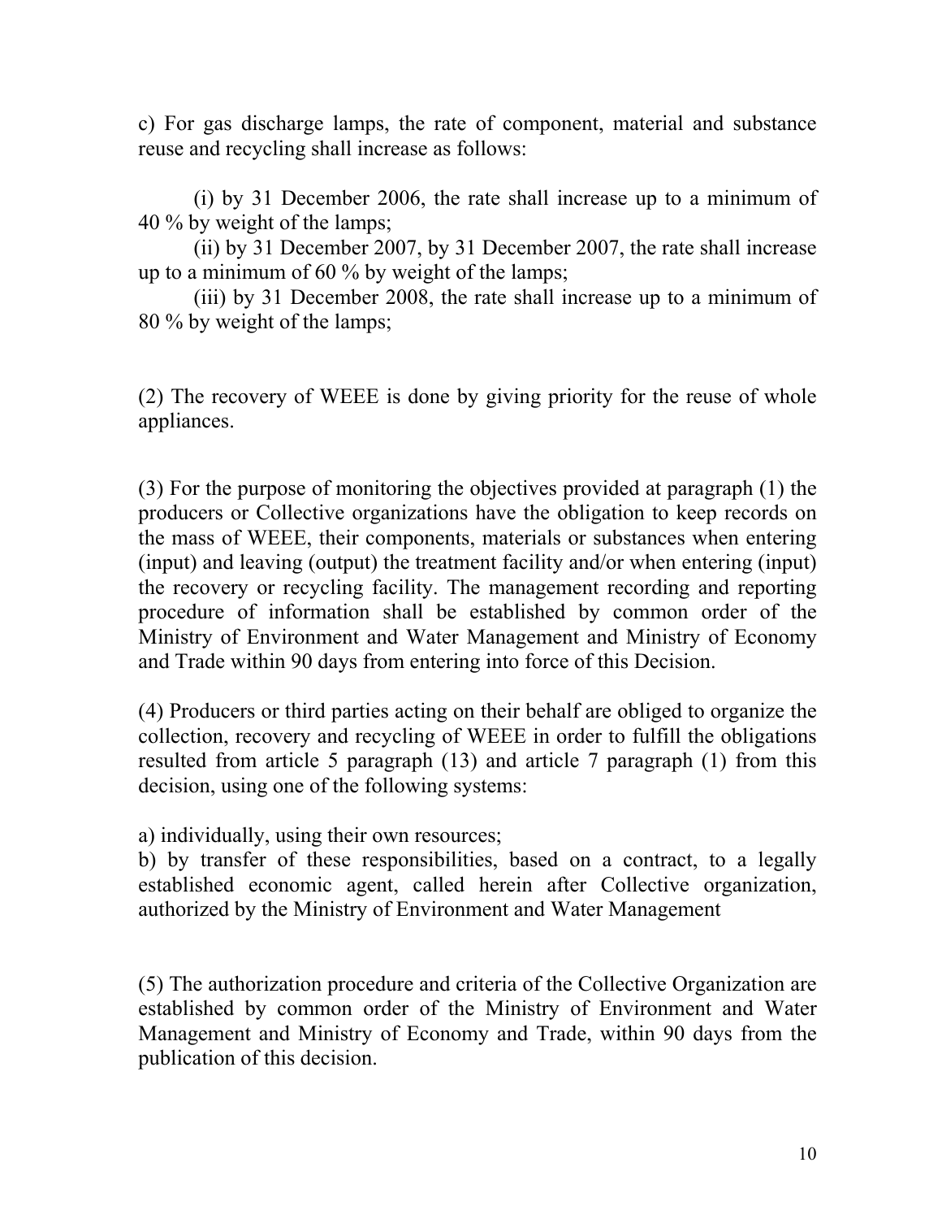c) For gas discharge lamps, the rate of component, material and substance reuse and recycling shall increase as follows:

(i) by 31 December 2006, the rate shall increase up to a minimum of 40 % by weight of the lamps;
(ii) by 31 December 2007, by 31 December 2007, the rate shall increase up to a minimum of 60 % by weight of the lamps;
(iii) by 31 December 2008, the rate shall increase up to a minimum of 80 % by weight of the lamps;

(2) The recovery of WEEE is done by giving priority for the reuse of whole appliances.

(3) For the purpose of monitoring the objectives provided at paragraph (1) the producers or Collective organizations have the obligation to keep records on the mass of WEEE, their components, materials or substances when entering (input) and leaving (output) the treatment facility and/or when entering (input) the recovery or recycling facility. The management recording and reporting procedure of information shall be established by common order of the Ministry of Environment and Water Management and Ministry of Economy and Trade within 90 days from entering into force of this Decision.

(4) Producers or third parties acting on their behalf are obliged to organize the collection, recovery and recycling of WEEE in order to fulfill the obligations resulted from article 5 paragraph (13) and article 7 paragraph (1) from this decision, using one of the following systems:

a) individually, using their own resources;
b) by transfer of these responsibilities, based on a contract, to a legally established economic agent, called herein after Collective organization, authorized by the Ministry of Environment and Water Management

(5) The authorization procedure and criteria of the Collective Organization are established by common order of the Ministry of Environment and Water Management and Ministry of Economy and Trade, within 90 days from the publication of this decision.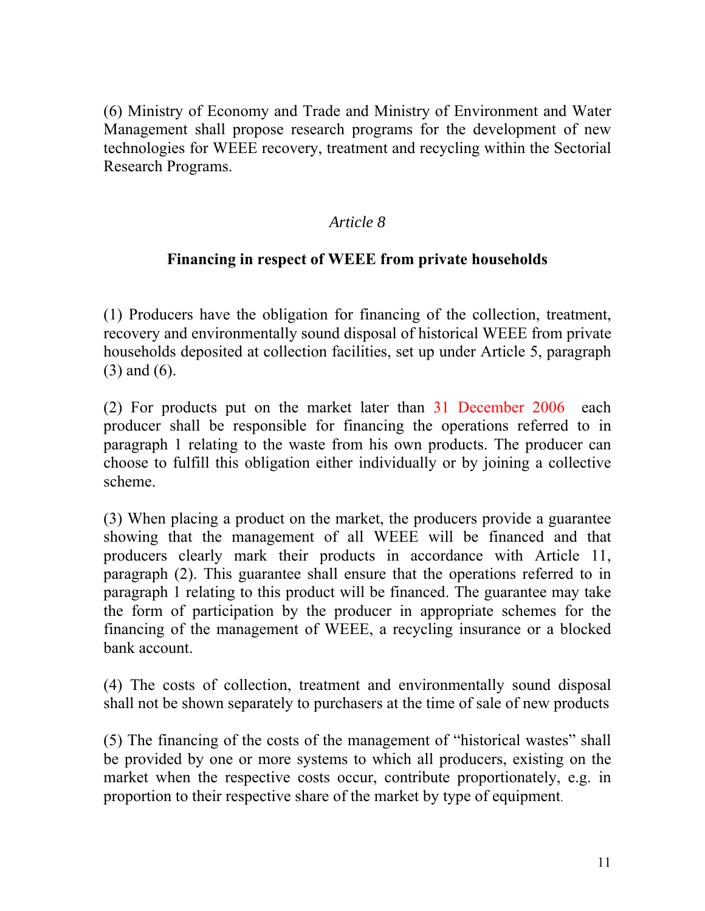(6) Ministry of Economy and Trade and Ministry of Environment and Water Management shall propose research programs for the development of new technologies for WEEE recovery, treatment and recycling within the Sectorial Research Programs.

### *Article 8*

### **Financing in respect of WEEE from private households**

(1) Producers have the obligation for financing of the collection, treatment, recovery and environmentally sound disposal of historical WEEE from private households deposited at collection facilities, set up under Article 5, paragraph (3) and (6).

(2) For products put on the market later than 31 December 2006 each producer shall be responsible for financing the operations referred to in paragraph 1 relating to the waste from his own products. The producer can choose to fulfill this obligation either individually or by joining a collective scheme.

(3) When placing a product on the market, the producers provide a guarantee showing that the management of all WEEE will be financed and that producers clearly mark their products in accordance with Article 11, paragraph (2). This guarantee shall ensure that the operations referred to in paragraph 1 relating to this product will be financed. The guarantee may take the form of participation by the producer in appropriate schemes for the financing of the management of WEEE, a recycling insurance or a blocked bank account.

(4) The costs of collection, treatment and environmentally sound disposal shall not be shown separately to purchasers at the time of sale of new products

(5) The financing of the costs of the management of "historical wastes" shall be provided by one or more systems to which all producers, existing on the market when the respective costs occur, contribute proportionately, e.g. in proportion to their respective share of the market by type of equipment.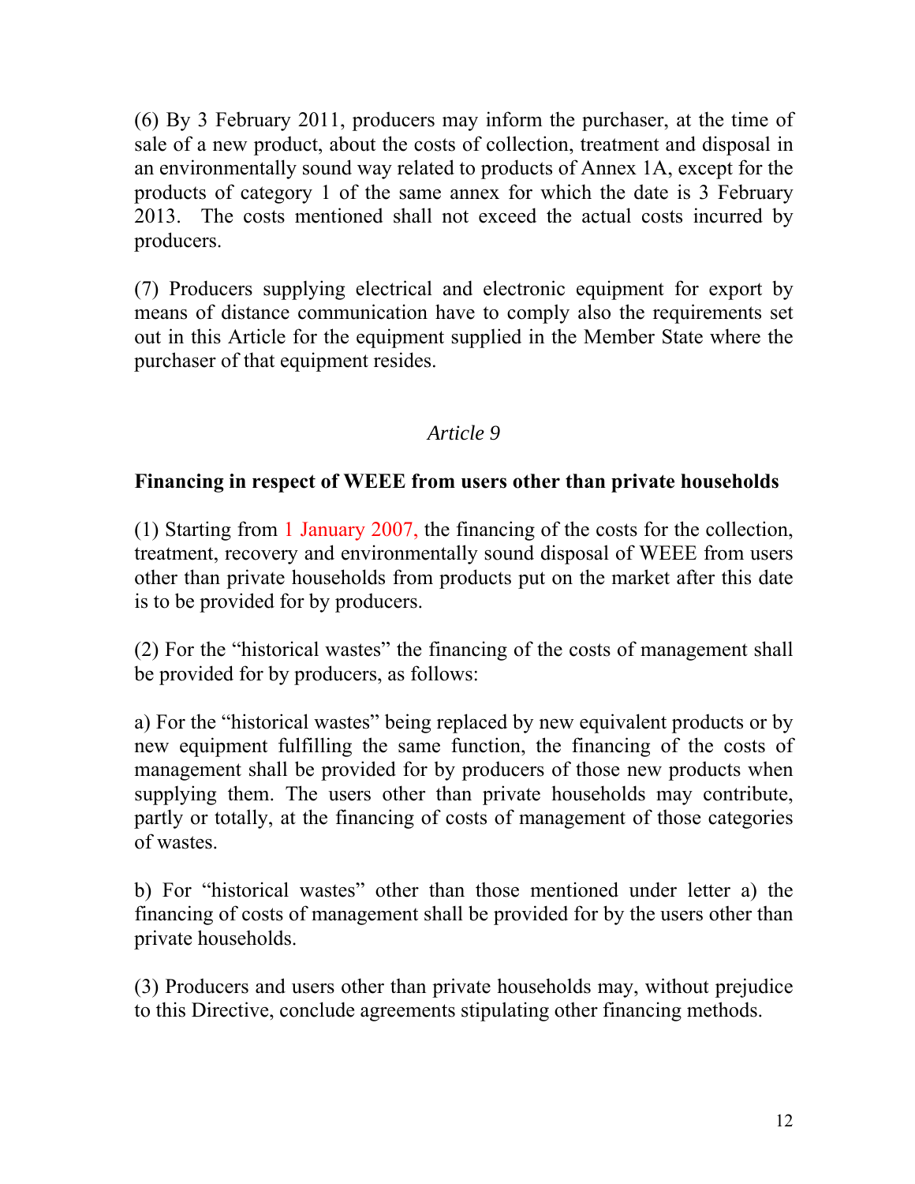(6) By 3 February 2011, producers may inform the purchaser, at the time of sale of a new product, about the costs of collection, treatment and disposal in an environmentally sound way related to products of Annex 1A, except for the products of category 1 of the same annex for which the date is 3 February 2013. The costs mentioned shall not exceed the actual costs incurred by producers.

(7) Producers supplying electrical and electronic equipment for export by means of distance communication have to comply also the requirements set out in this Article for the equipment supplied in the Member State where the purchaser of that equipment resides.

*Article 9*

**Financing in respect of WEEE from users other than private households**

(1) Starting from 1 January 2007, the financing of the costs for the collection, treatment, recovery and environmentally sound disposal of WEEE from users other than private households from products put on the market after this date is to be provided for by producers.

(2) For the "historical wastes" the financing of the costs of management shall be provided for by producers, as follows:

a) For the "historical wastes" being replaced by new equivalent products or by new equipment fulfilling the same function, the financing of the costs of management shall be provided for by producers of those new products when supplying them. The users other than private households may contribute, partly or totally, at the financing of costs of management of those categories of wastes.

b) For "historical wastes" other than those mentioned under letter a) the financing of costs of management shall be provided for by the users other than private households.

(3) Producers and users other than private households may, without prejudice to this Directive, conclude agreements stipulating other financing methods.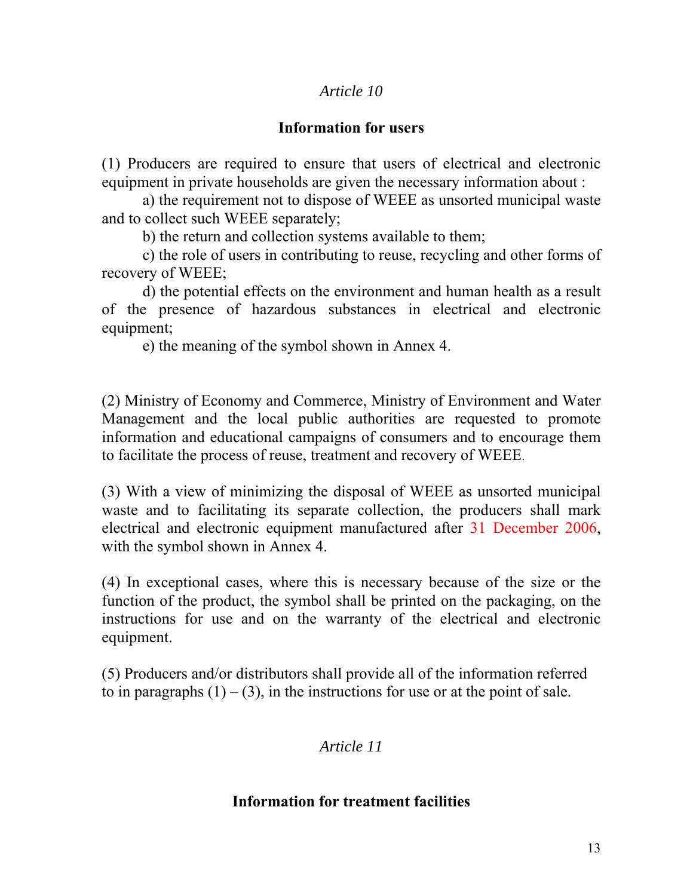*Article 10*

**Information for users**

(1) Producers are required to ensure that users of electrical and electronic equipment in private households are given the necessary information about :

a) the requirement not to dispose of WEEE as unsorted municipal waste and to collect such WEEE separately;

b) the return and collection systems available to them;

c) the role of users in contributing to reuse, recycling and other forms of recovery of WEEE;

d) the potential effects on the environment and human health as a result of the presence of hazardous substances in electrical and electronic equipment;

e) the meaning of the symbol shown in Annex 4.

(2) Ministry of Economy and Commerce, Ministry of Environment and Water Management and the local public authorities are requested to promote information and educational campaigns of consumers and to encourage them to facilitate the process of reuse, treatment and recovery of WEEE.

(3) With a view of minimizing the disposal of WEEE as unsorted municipal waste and to facilitating its separate collection, the producers shall mark electrical and electronic equipment manufactured after 31 December 2006, with the symbol shown in Annex 4.

(4) In exceptional cases, where this is necessary because of the size or the function of the product, the symbol shall be printed on the packaging, on the instructions for use and on the warranty of the electrical and electronic equipment.

(5) Producers and/or distributors shall provide all of the information referred to in paragraphs (1) – (3), in the instructions for use or at the point of sale.

*Article 11*

**Information for treatment facilities**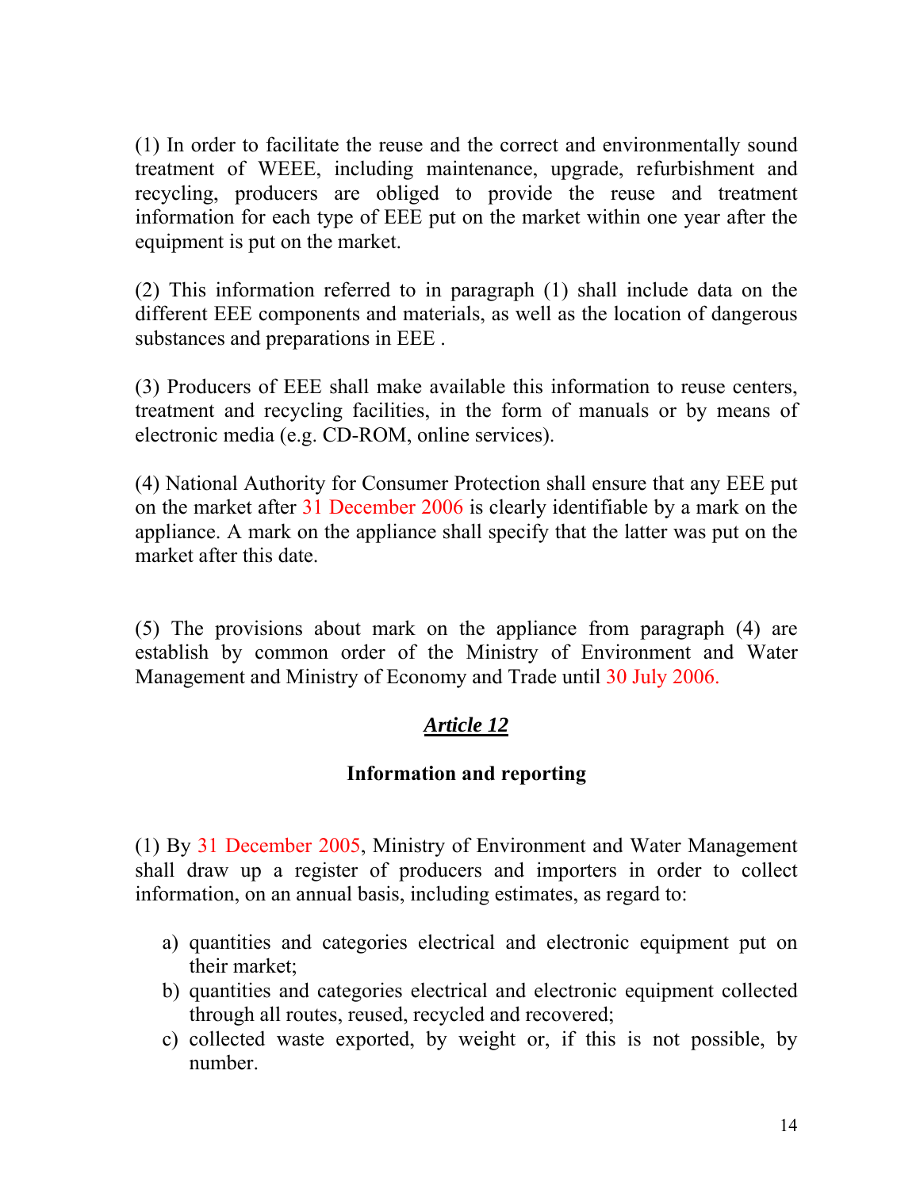(1) In order to facilitate the reuse and the correct and environmentally sound treatment of WEEE, including maintenance, upgrade, refurbishment and recycling, producers are obliged to provide the reuse and treatment information for each type of EEE put on the market within one year after the equipment is put on the market.

(2) This information referred to in paragraph (1) shall include data on the different EEE components and materials, as well as the location of dangerous substances and preparations in EEE .

(3) Producers of EEE shall make available this information to reuse centers, treatment and recycling facilities, in the form of manuals or by means of electronic media (e.g. CD-ROM, online services).

(4) National Authority for Consumer Protection shall ensure that any EEE put on the market after 31 December 2006 is clearly identifiable by a mark on the appliance. A mark on the appliance shall specify that the latter was put on the market after this date.

(5) The provisions about mark on the appliance from paragraph (4) are establish by common order of the Ministry of Environment and Water Management and Ministry of Economy and Trade until 30 July 2006.

## ***Article 12***

### **Information and reporting**

(1) By 31 December 2005, Ministry of Environment and Water Management shall draw up a register of producers and importers in order to collect information, on an annual basis, including estimates, as regard to:

a) quantities and categories electrical and electronic equipment put on their market;
b) quantities and categories electrical and electronic equipment collected through all routes, reused, recycled and recovered;
c) collected waste exported, by weight or, if this is not possible, by number.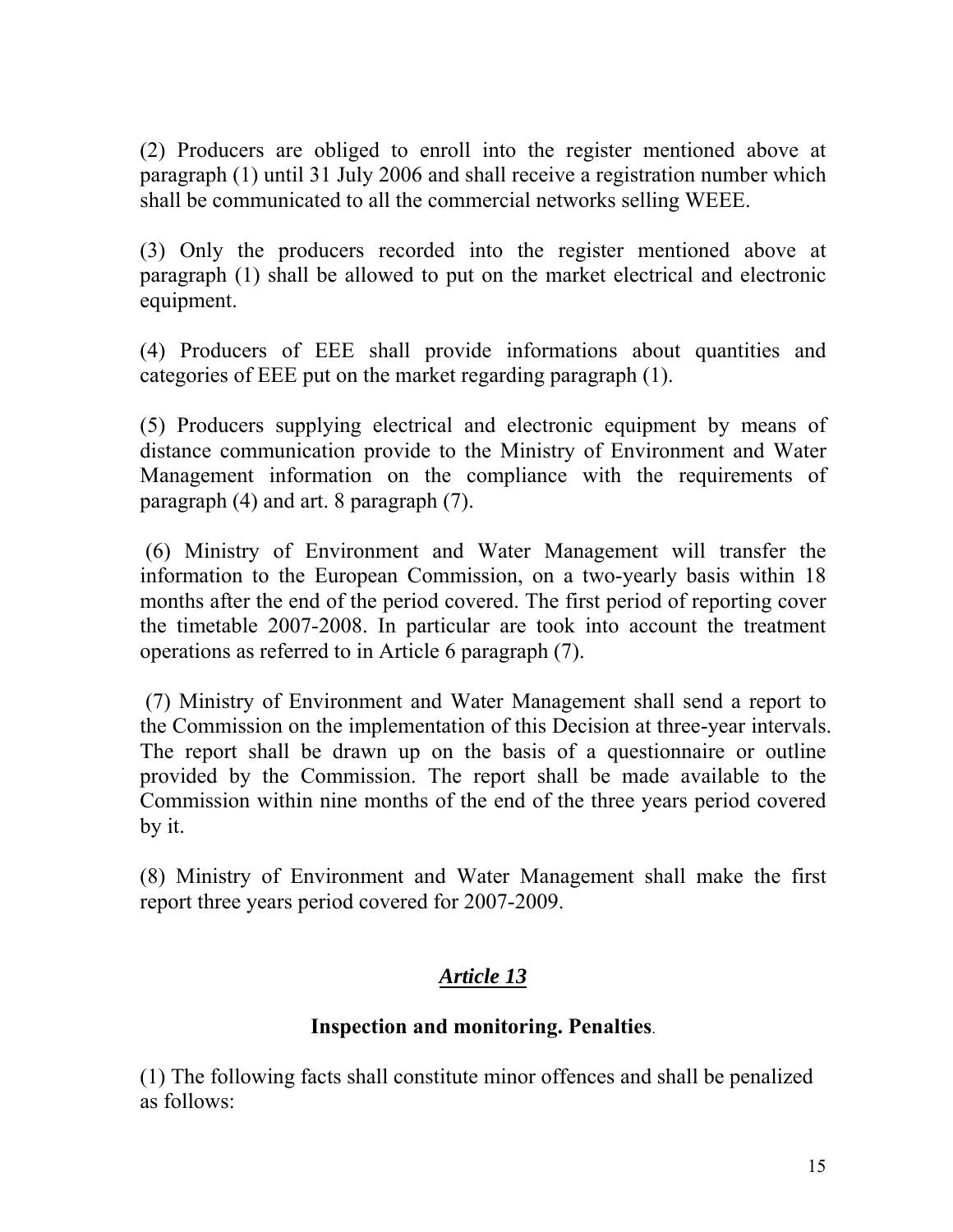(2) Producers are obliged to enroll into the register mentioned above at paragraph (1) until 31 July 2006 and shall receive a registration number which shall be communicated to all the commercial networks selling WEEE.

(3) Only the producers recorded into the register mentioned above at paragraph (1) shall be allowed to put on the market electrical and electronic equipment.

(4) Producers of EEE shall provide informations about quantities and categories of EEE put on the market regarding paragraph (1).

(5) Producers supplying electrical and electronic equipment by means of distance communication provide to the Ministry of Environment and Water Management information on the compliance with the requirements of paragraph (4) and art. 8 paragraph (7).

(6) Ministry of Environment and Water Management will transfer the information to the European Commission, on a two-yearly basis within 18 months after the end of the period covered. The first period of reporting cover the timetable 2007-2008. In particular are took into account the treatment operations as referred to in Article 6 paragraph (7).

(7) Ministry of Environment and Water Management shall send a report to the Commission on the implementation of this Decision at three-year intervals. The report shall be drawn up on the basis of a questionnaire or outline provided by the Commission. The report shall be made available to the Commission within nine months of the end of the three years period covered by it.

(8) Ministry of Environment and Water Management shall make the first report three years period covered for 2007-2009.

## ***Article 13***

### **Inspection and monitoring. Penalties**.

(1) The following facts shall constitute minor offences and shall be penalized as follows: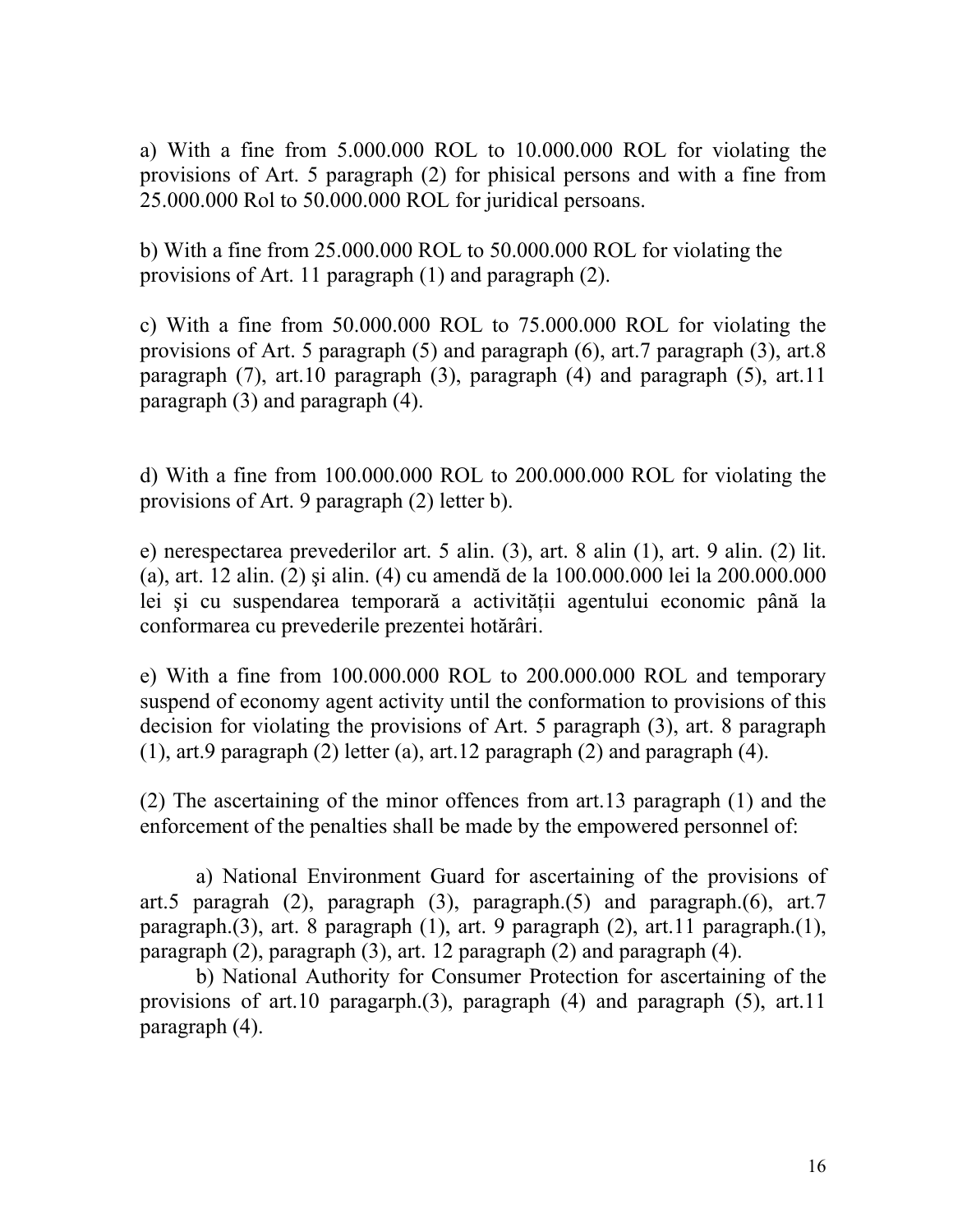a) With a fine from 5.000.000 ROL to 10.000.000 ROL for violating the provisions of Art. 5 paragraph (2) for phisical persons and with a fine from 25.000.000 Rol to 50.000.000 ROL for juridical persoans.

b) With a fine from 25.000.000 ROL to 50.000.000 ROL for violating the provisions of Art. 11 paragraph (1) and paragraph (2).

c) With a fine from 50.000.000 ROL to 75.000.000 ROL for violating the provisions of Art. 5 paragraph (5) and paragraph (6), art.7 paragraph (3), art.8 paragraph (7), art.10 paragraph (3), paragraph (4) and paragraph (5), art.11 paragraph (3) and paragraph (4).

d) With a fine from 100.000.000 ROL to 200.000.000 ROL for violating the provisions of Art. 9 paragraph (2) letter b).

e) nerespectarea prevederilor art. 5 alin. (3), art. 8 alin (1), art. 9 alin. (2) lit. (a), art. 12 alin. (2) şi alin. (4) cu amendă de la 100.000.000 lei la 200.000.000 lei şi cu suspendarea temporară a activităţii agentului economic până la conformarea cu prevederile prezentei hotărâri.

e) With a fine from 100.000.000 ROL to 200.000.000 ROL and temporary suspend of economy agent activity until the conformation to provisions of this decision for violating the provisions of Art. 5 paragraph (3), art. 8 paragraph (1), art.9 paragraph (2) letter (a), art.12 paragraph (2) and paragraph (4).

(2) The ascertaining of the minor offences from art.13 paragraph (1) and the enforcement of the penalties shall be made by the empowered personnel of:

a) National Environment Guard for ascertaining of the provisions of art.5 paragrah (2), paragraph (3), paragraph.(5) and paragraph.(6), art.7 paragraph.(3), art. 8 paragraph (1), art. 9 paragraph (2), art.11 paragraph.(1), paragraph (2), paragraph (3), art. 12 paragraph (2) and paragraph (4).

b) National Authority for Consumer Protection for ascertaining of the provisions of art.10 paragarph.(3), paragraph (4) and paragraph (5), art.11 paragraph (4).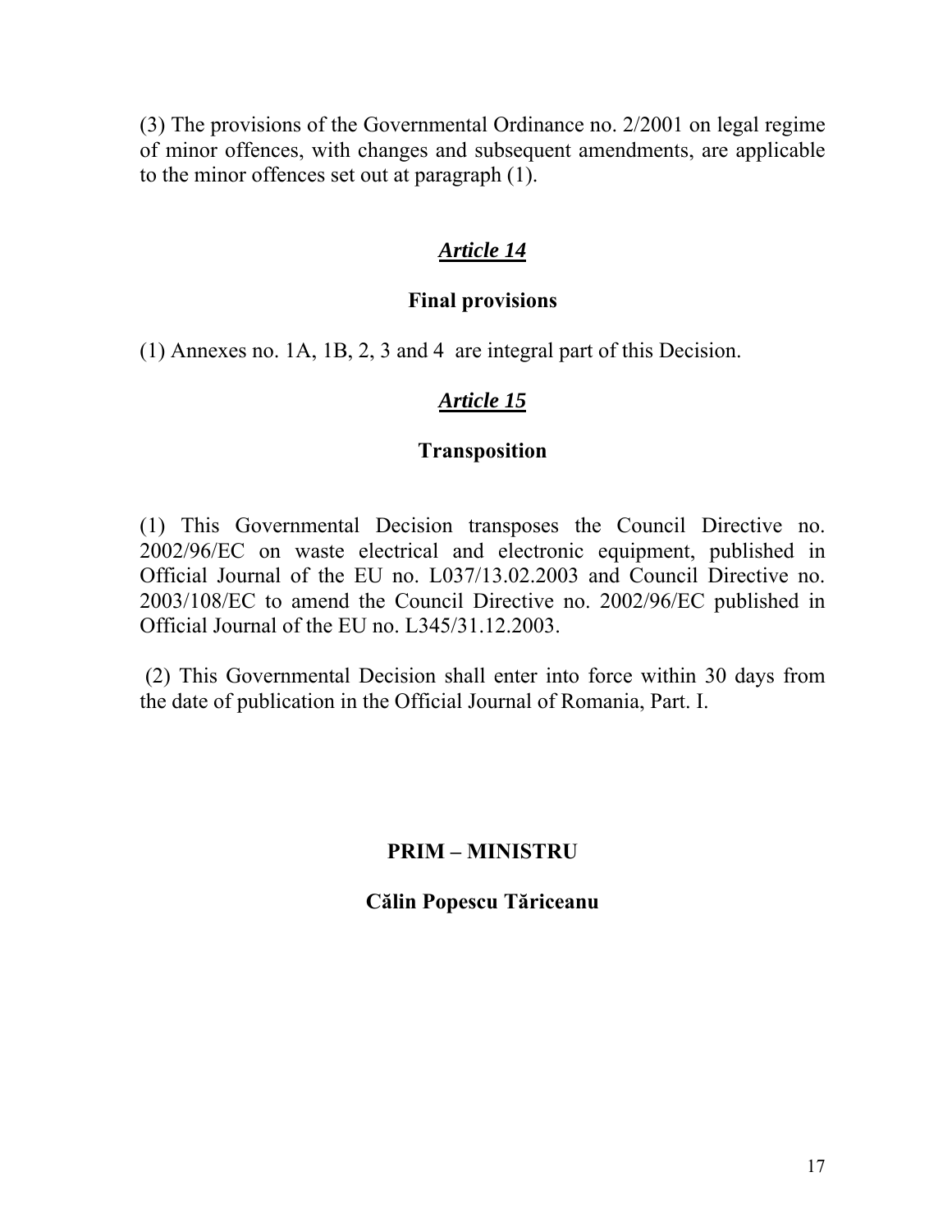(3) The provisions of the Governmental Ordinance no. 2/2001 on legal regime of minor offences, with changes and subsequent amendments, are applicable to the minor offences set out at paragraph (1).

## ***Article 14***

### Final provisions

(1) Annexes no. 1A, 1B, 2, 3 and 4 are integral part of this Decision.

## ***Article 15***

### Transposition

(1) This Governmental Decision transposes the Council Directive no. 2002/96/EC on waste electrical and electronic equipment, published in Official Journal of the EU no. L037/13.02.2003 and Council Directive no. 2003/108/EC to amend the Council Directive no. 2002/96/EC published in Official Journal of the EU no. L345/31.12.2003.

(2) This Governmental Decision shall enter into force within 30 days from the date of publication in the Official Journal of Romania, Part. I.

**PRIM – MINISTRU**

**Călin Popescu Tăriceanu**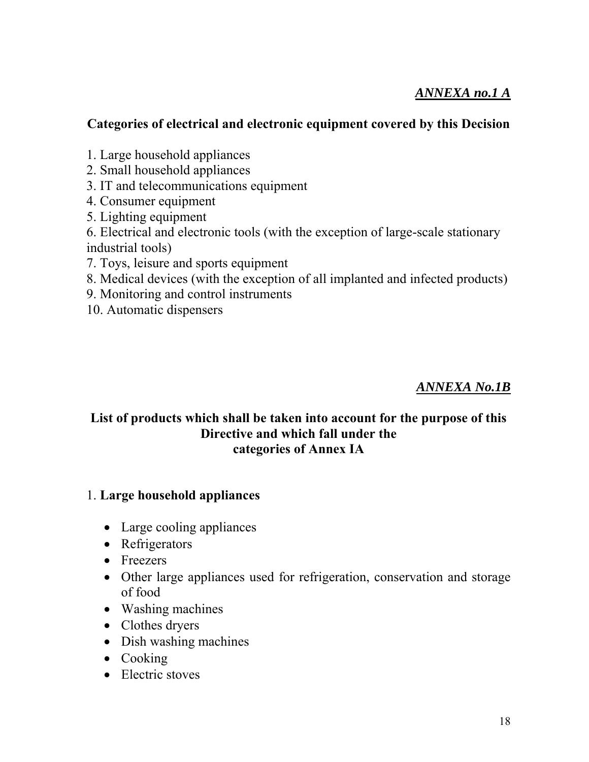***ANNEXA no.1 A***

**Categories of electrical and electronic equipment covered by this Decision**

1. Large household appliances
2. Small household appliances
3. IT and telecommunications equipment
4. Consumer equipment
5. Lighting equipment
6. Electrical and electronic tools (with the exception of large-scale stationary industrial tools)
7. Toys, leisure and sports equipment
8. Medical devices (with the exception of all implanted and infected products)
9. Monitoring and control instruments
10. Automatic dispensers

***ANNEXA No.1B***

**List of products which shall be taken into account for the purpose of this Directive and which fall under the categories of Annex IA**

1. **Large household appliances**

- Large cooling appliances
- Refrigerators
- Freezers
- Other large appliances used for refrigeration, conservation and storage of food
- Washing machines
- Clothes dryers
- Dish washing machines
- Cooking
- Electric stoves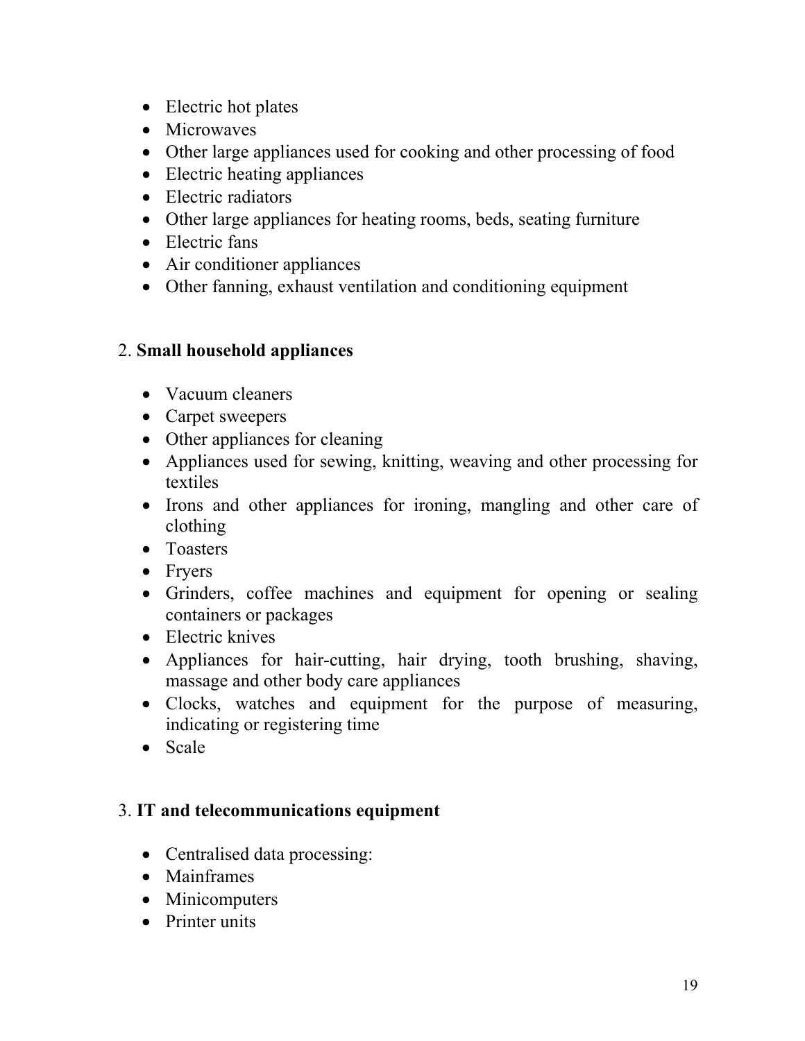- Electric hot plates
- Microwaves
- Other large appliances used for cooking and other processing of food
- Electric heating appliances
- Electric radiators
- Other large appliances for heating rooms, beds, seating furniture
- Electric fans
- Air conditioner appliances
- Other fanning, exhaust ventilation and conditioning equipment

2. **Small household appliances**

- Vacuum cleaners
- Carpet sweepers
- Other appliances for cleaning
- Appliances used for sewing, knitting, weaving and other processing for textiles
- Irons and other appliances for ironing, mangling and other care of clothing
- Toasters
- Fryers
- Grinders, coffee machines and equipment for opening or sealing containers or packages
- Electric knives
- Appliances for hair-cutting, hair drying, tooth brushing, shaving, massage and other body care appliances
- Clocks, watches and equipment for the purpose of measuring, indicating or registering time
- Scale

3. **IT and telecommunications equipment**

- Centralised data processing:
- Mainframes
- Minicomputers
- Printer units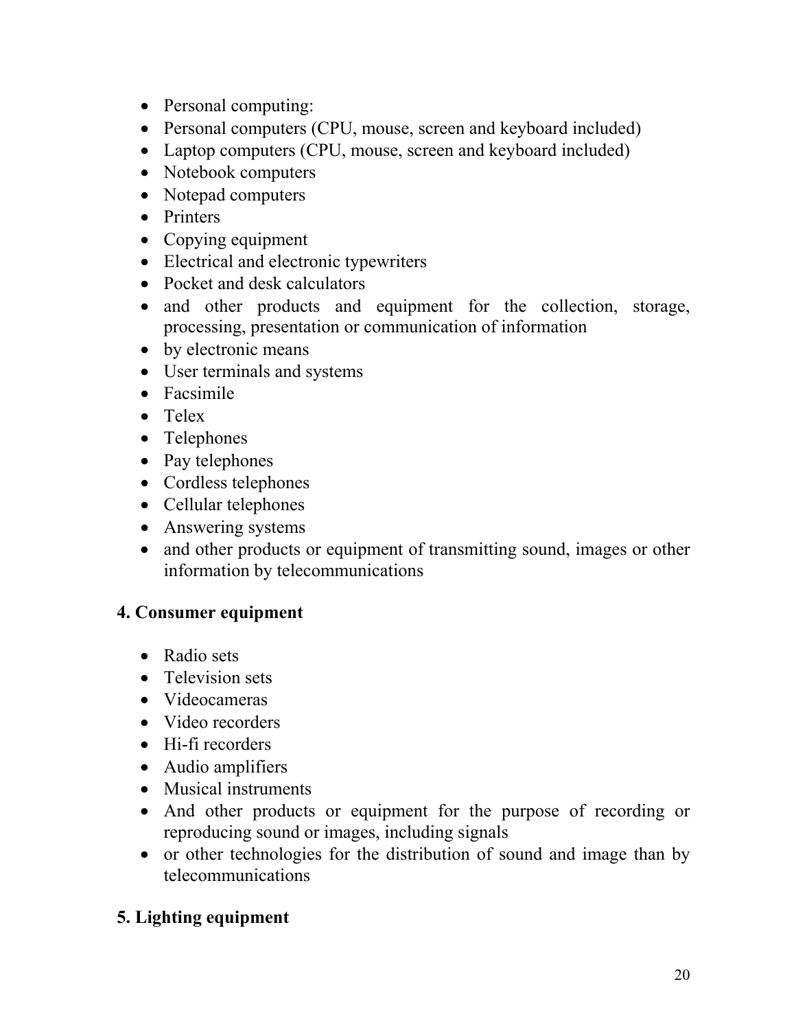- Personal computing:
- Personal computers (CPU, mouse, screen and keyboard included)
- Laptop computers (CPU, mouse, screen and keyboard included)
- Notebook computers
- Notepad computers
- Printers
- Copying equipment
- Electrical and electronic typewriters
- Pocket and desk calculators
- and other products and equipment for the collection, storage, processing, presentation or communication of information
- by electronic means
- User terminals and systems
- Facsimile
- Telex
- Telephones
- Pay telephones
- Cordless telephones
- Cellular telephones
- Answering systems
- and other products or equipment of transmitting sound, images or other information by telecommunications

**4. Consumer equipment**

- Radio sets
- Television sets
- Videocameras
- Video recorders
- Hi-fi recorders
- Audio amplifiers
- Musical instruments
- And other products or equipment for the purpose of recording or reproducing sound or images, including signals
- or other technologies for the distribution of sound and image than by telecommunications

**5. Lighting equipment**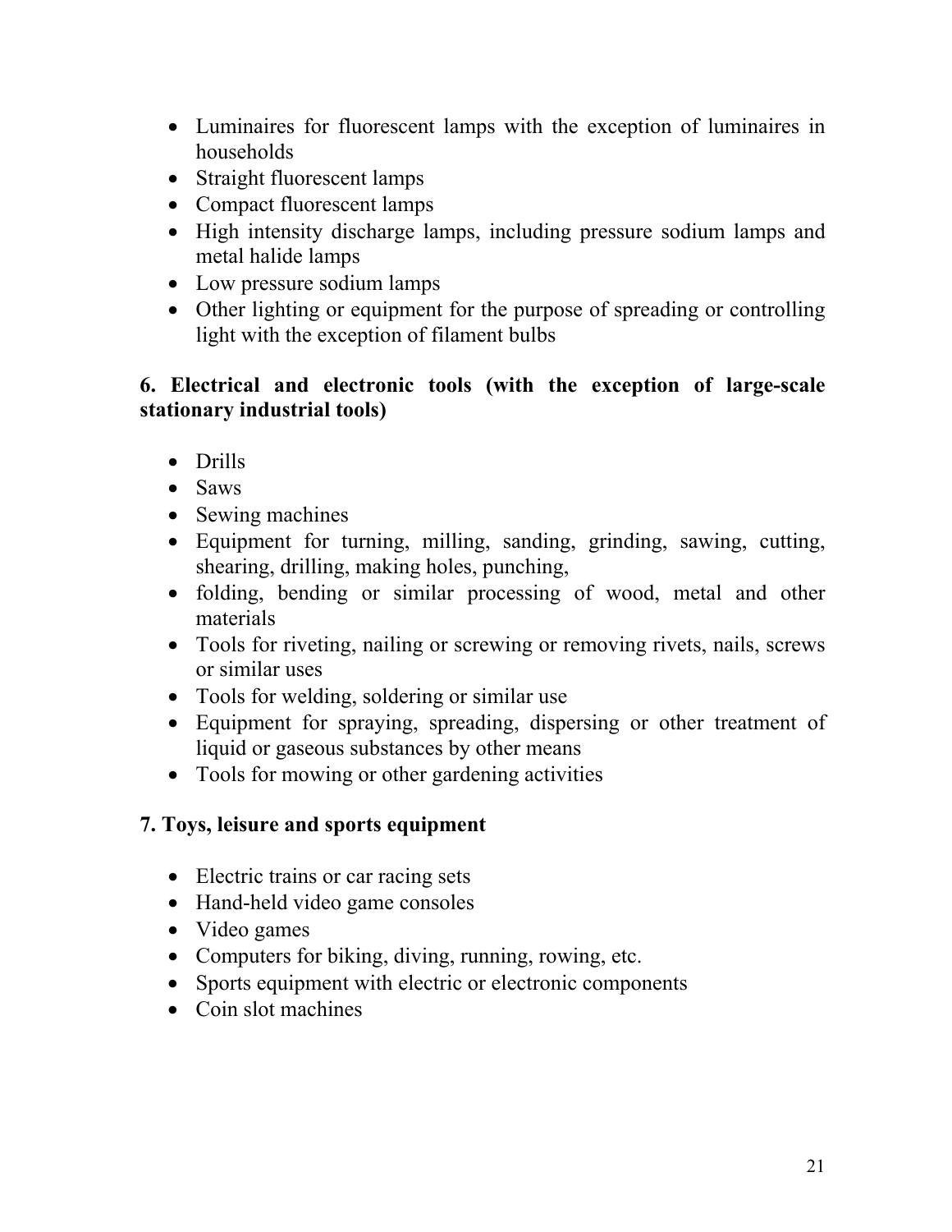- Luminaires for fluorescent lamps with the exception of luminaires in households
- Straight fluorescent lamps
- Compact fluorescent lamps
- High intensity discharge lamps, including pressure sodium lamps and metal halide lamps
- Low pressure sodium lamps
- Other lighting or equipment for the purpose of spreading or controlling light with the exception of filament bulbs

**6. Electrical and electronic tools (with the exception of large-scale stationary industrial tools)**

- Drills
- Saws
- Sewing machines
- Equipment for turning, milling, sanding, grinding, sawing, cutting, shearing, drilling, making holes, punching,
- folding, bending or similar processing of wood, metal and other materials
- Tools for riveting, nailing or screwing or removing rivets, nails, screws or similar uses
- Tools for welding, soldering or similar use
- Equipment for spraying, spreading, dispersing or other treatment of liquid or gaseous substances by other means
- Tools for mowing or other gardening activities

**7. Toys, leisure and sports equipment**

- Electric trains or car racing sets
- Hand-held video game consoles
- Video games
- Computers for biking, diving, running, rowing, etc.
- Sports equipment with electric or electronic components
- Coin slot machines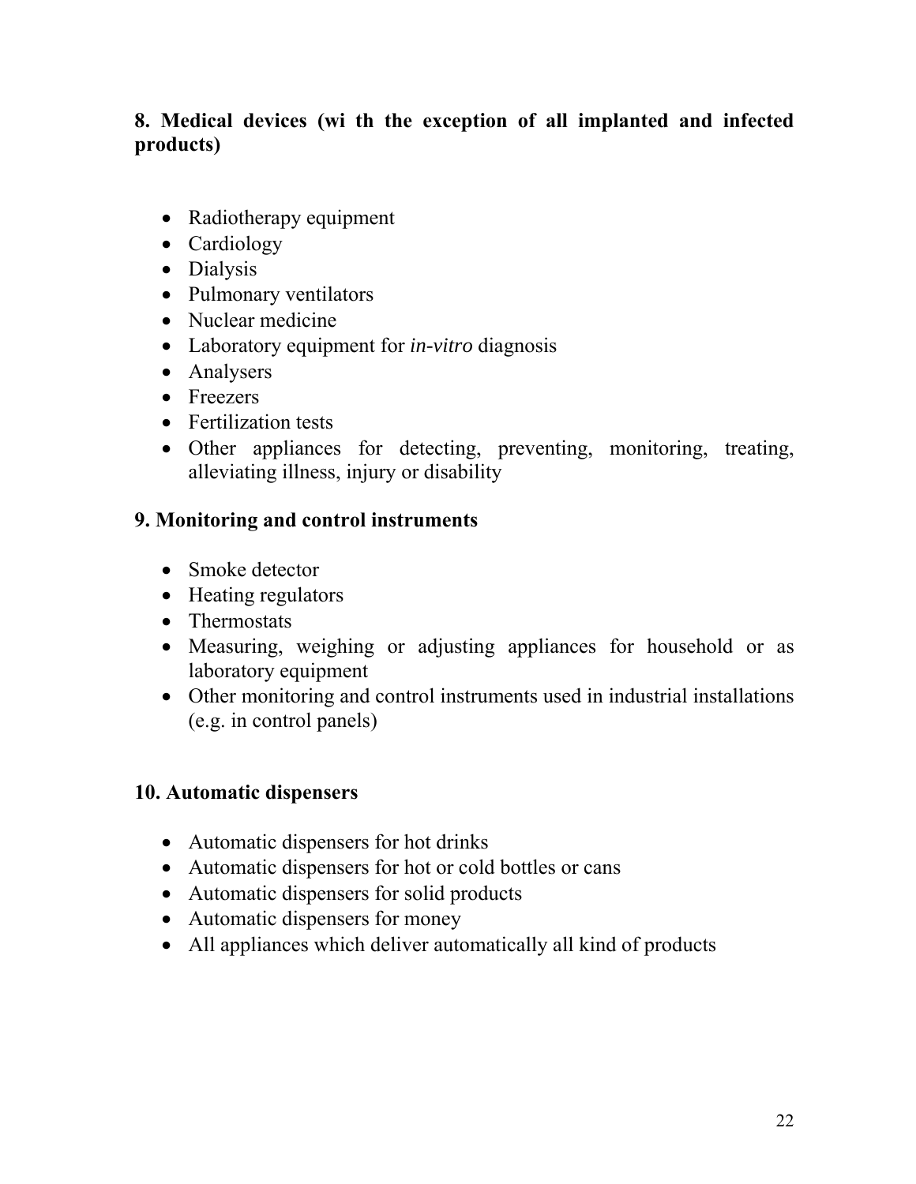### 8. Medical devices (wi th the exception of all implanted and infected products)

- Radiotherapy equipment
- Cardiology
- Dialysis
- Pulmonary ventilators
- Nuclear medicine
- Laboratory equipment for *in-vitro* diagnosis
- Analysers
- Freezers
- Fertilization tests
- Other appliances for detecting, preventing, monitoring, treating, alleviating illness, injury or disability

### 9. Monitoring and control instruments

- Smoke detector
- Heating regulators
- Thermostats
- Measuring, weighing or adjusting appliances for household or as laboratory equipment
- Other monitoring and control instruments used in industrial installations (e.g. in control panels)

### 10. Automatic dispensers

- Automatic dispensers for hot drinks
- Automatic dispensers for hot or cold bottles or cans
- Automatic dispensers for solid products
- Automatic dispensers for money
- All appliances which deliver automatically all kind of products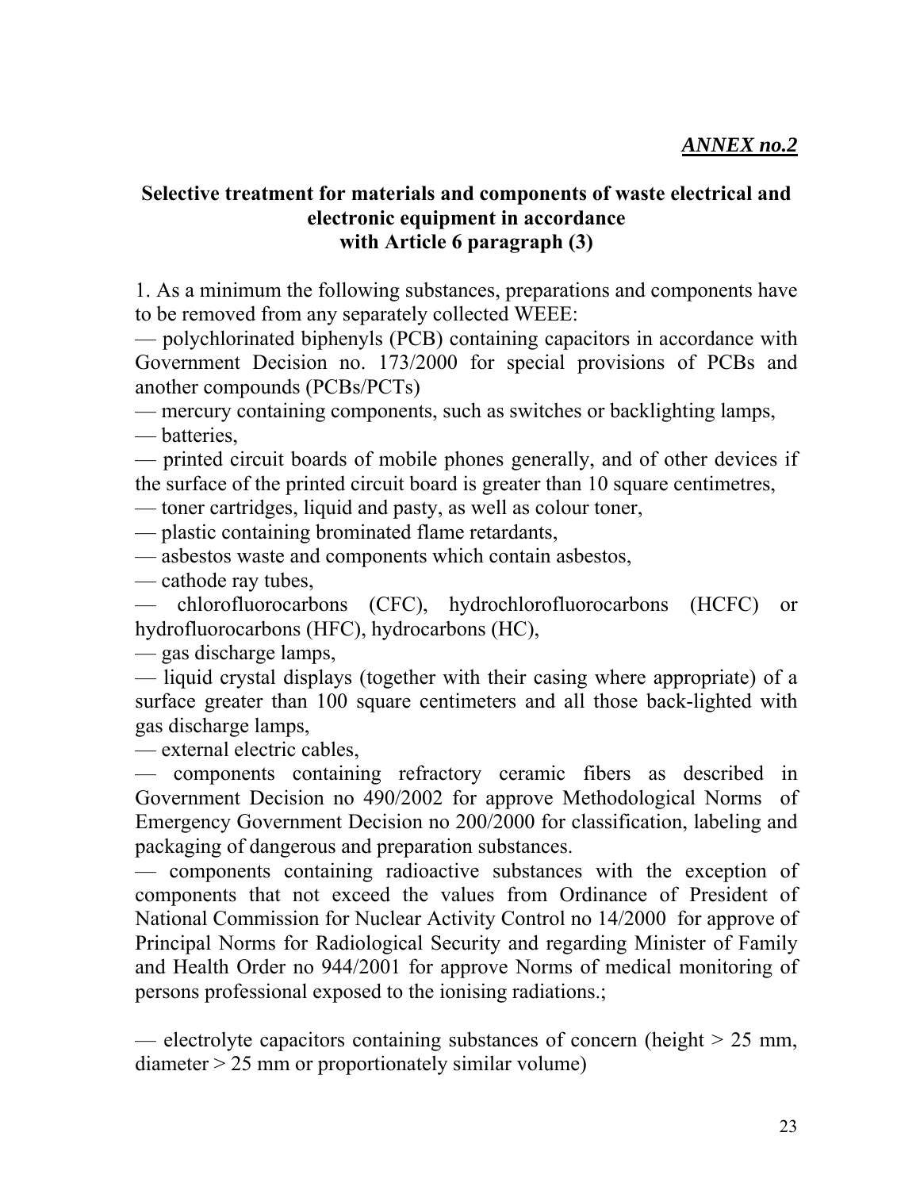*<u>ANNEX no.2</u>*

## Selective treatment for materials and components of waste electrical and electronic equipment in accordance with Article 6 paragraph (3)

1. As a minimum the following substances, preparations and components have to be removed from any separately collected WEEE:

— polychlorinated biphenyls (PCB) containing capacitors in accordance with Government Decision no. 173/2000 for special provisions of PCBs and another compounds (PCBs/PCTs)

— mercury containing components, such as switches or backlighting lamps,

— batteries,

— printed circuit boards of mobile phones generally, and of other devices if the surface of the printed circuit board is greater than 10 square centimetres,

— toner cartridges, liquid and pasty, as well as colour toner,

— plastic containing brominated flame retardants,

— asbestos waste and components which contain asbestos,

— cathode ray tubes,

— chlorofluorocarbons (CFC), hydrochlorofluorocarbons (HCFC) or hydrofluorocarbons (HFC), hydrocarbons (HC),

— gas discharge lamps,

— liquid crystal displays (together with their casing where appropriate) of a surface greater than 100 square centimeters and all those back-lighted with gas discharge lamps,

— external electric cables,

— components containing refractory ceramic fibers as described in Government Decision no 490/2002 for approve Methodological Norms of Emergency Government Decision no 200/2000 for classification, labeling and packaging of dangerous and preparation substances.

— components containing radioactive substances with the exception of components that not exceed the values from Ordinance of President of National Commission for Nuclear Activity Control no 14/2000 for approve of Principal Norms for Radiological Security and regarding Minister of Family and Health Order no 944/2001 for approve Norms of medical monitoring of persons professional exposed to the ionising radiations.;

— electrolyte capacitors containing substances of concern (height > 25 mm, diameter > 25 mm or proportionately similar volume)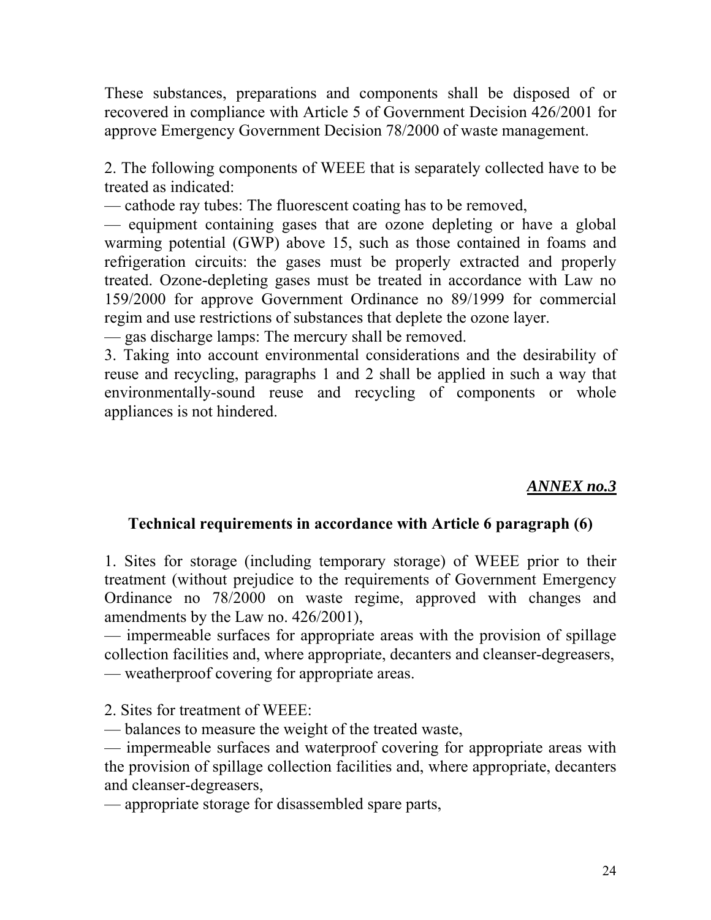These substances, preparations and components shall be disposed of or recovered in compliance with Article 5 of Government Decision 426/2001 for approve Emergency Government Decision 78/2000 of waste management.

2. The following components of WEEE that is separately collected have to be treated as indicated:

— cathode ray tubes: The fluorescent coating has to be removed,

— equipment containing gases that are ozone depleting or have a global warming potential (GWP) above 15, such as those contained in foams and refrigeration circuits: the gases must be properly extracted and properly treated. Ozone-depleting gases must be treated in accordance with Law no 159/2000 for approve Government Ordinance no 89/1999 for commercial regim and use restrictions of substances that deplete the ozone layer.

— gas discharge lamps: The mercury shall be removed.

3. Taking into account environmental considerations and the desirability of reuse and recycling, paragraphs 1 and 2 shall be applied in such a way that environmentally-sound reuse and recycling of components or whole appliances is not hindered.

***ANNEX no.3***

## Technical requirements in accordance with Article 6 paragraph (6)

1. Sites for storage (including temporary storage) of WEEE prior to their treatment (without prejudice to the requirements of Government Emergency Ordinance no 78/2000 on waste regime, approved with changes and amendments by the Law no. 426/2001),

— impermeable surfaces for appropriate areas with the provision of spillage collection facilities and, where appropriate, decanters and cleanser-degreasers,

— weatherproof covering for appropriate areas.

2. Sites for treatment of WEEE:

— balances to measure the weight of the treated waste,

— impermeable surfaces and waterproof covering for appropriate areas with the provision of spillage collection facilities and, where appropriate, decanters and cleanser-degreasers,

— appropriate storage for disassembled spare parts,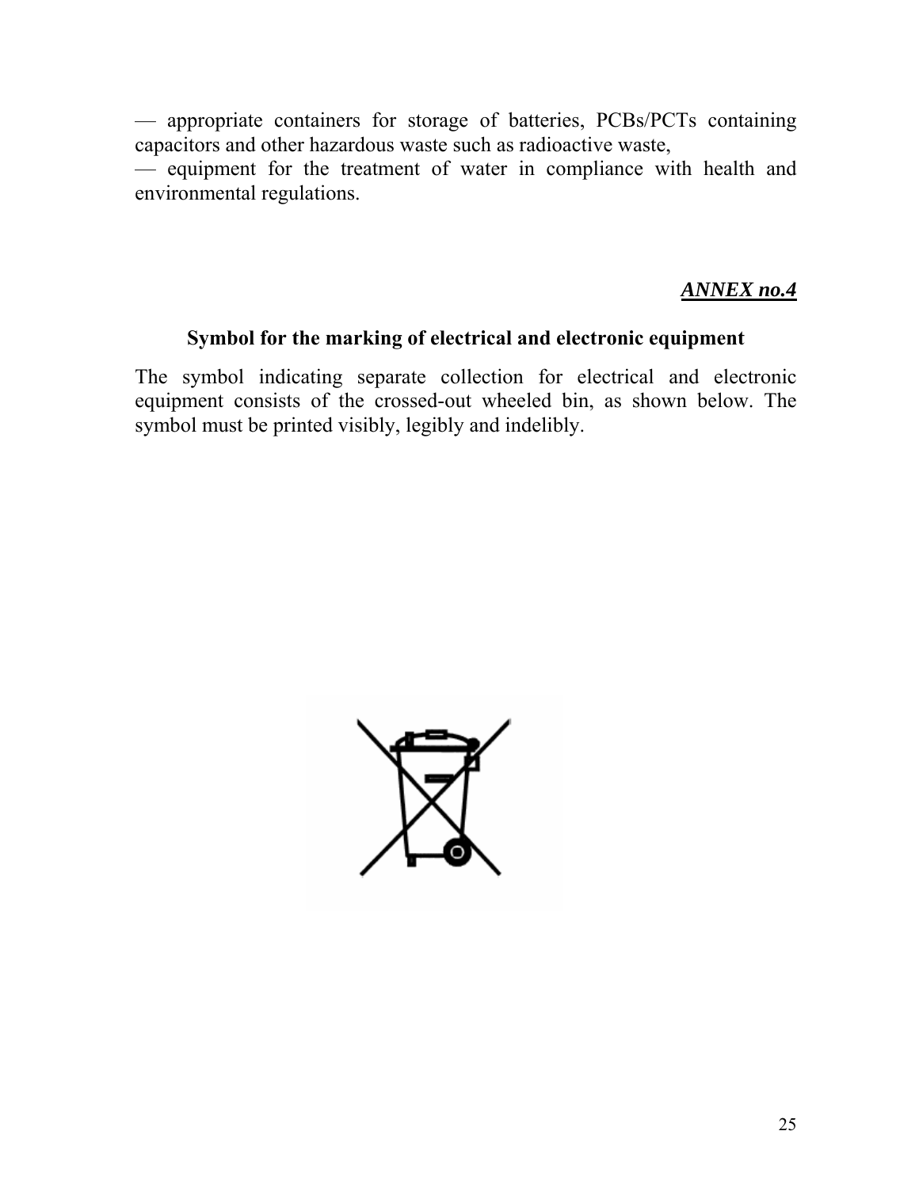— appropriate containers for storage of batteries, PCBs/PCTs containing capacitors and other hazardous waste such as radioactive waste,

— equipment for the treatment of water in compliance with health and environmental regulations.

***ANNEX no.4***

**Symbol for the marking of electrical and electronic equipment**

The symbol indicating separate collection for electrical and electronic equipment consists of the crossed-out wheeled bin, as shown below. The symbol must be printed visibly, legibly and indelibly.